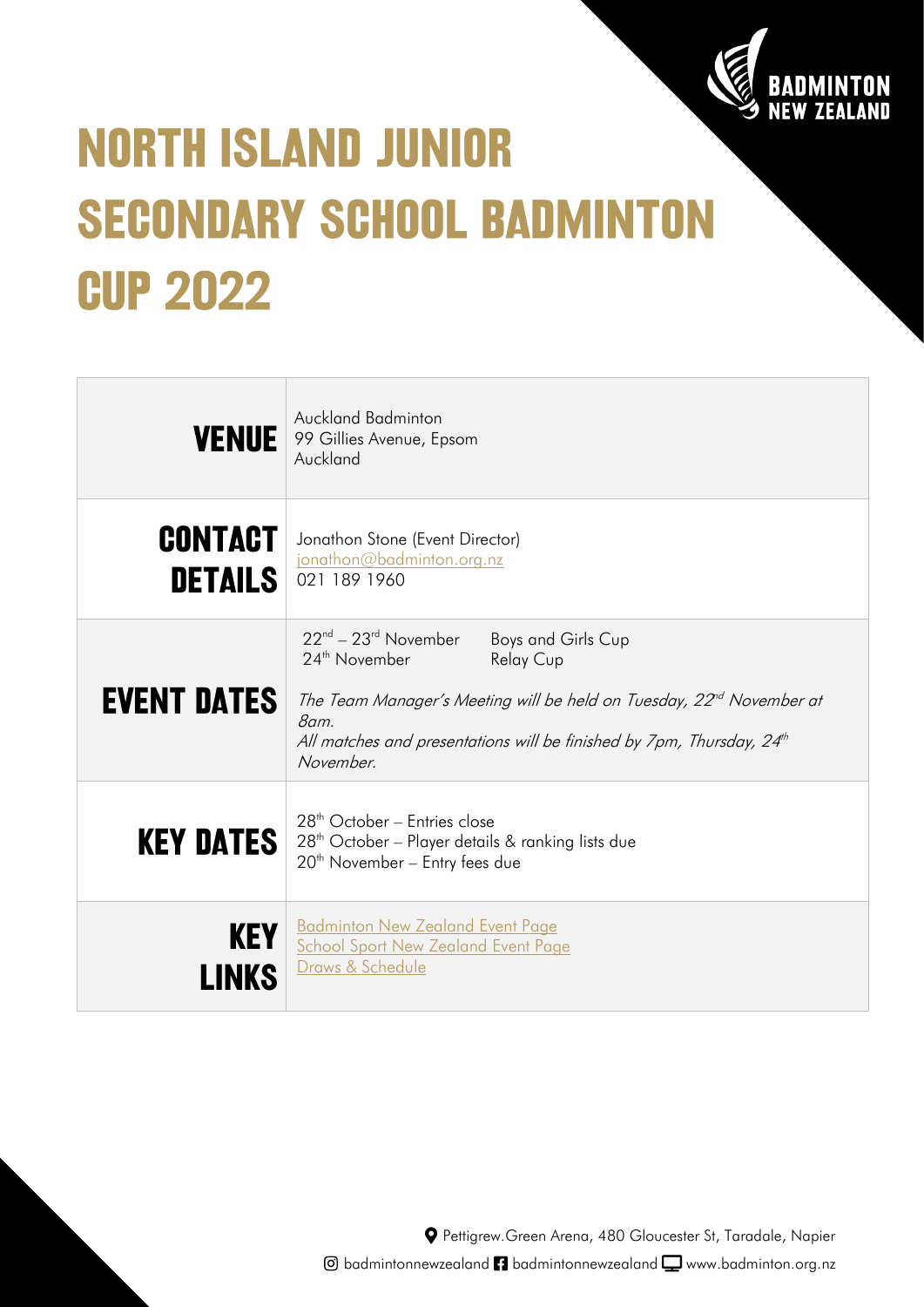# NORTH ISLAND JUNIOR SECONDARY SCHOOL BADMINTON CUP 2022

| | |
|---|---|
| **VENUE** | Auckland Badminton<br>99 Gillies Avenue, Epsom<br>Auckland |
| **CONTACT DETAILS** | Jonathon Stone (Event Director)<br>jonathon@badminton.org.nz<br>021 189 1960 |
| **EVENT DATES** | 22nd – 23rd November Boys and Girls Cup<br>24th November Relay Cup<br><br>*The Team Manager's Meeting will be held on Tuesday, 22nd November at 8am.*<br>*All matches and presentations will be finished by 7pm, Thursday, 24th November.* |
| **KEY DATES** | 28th October – Entries close<br>28th October – Player details & ranking lists due<br>20th November – Entry fees due |
| **KEY LINKS** | Badminton New Zealand Event Page<br>School Sport New Zealand Event Page<br>Draws & Schedule |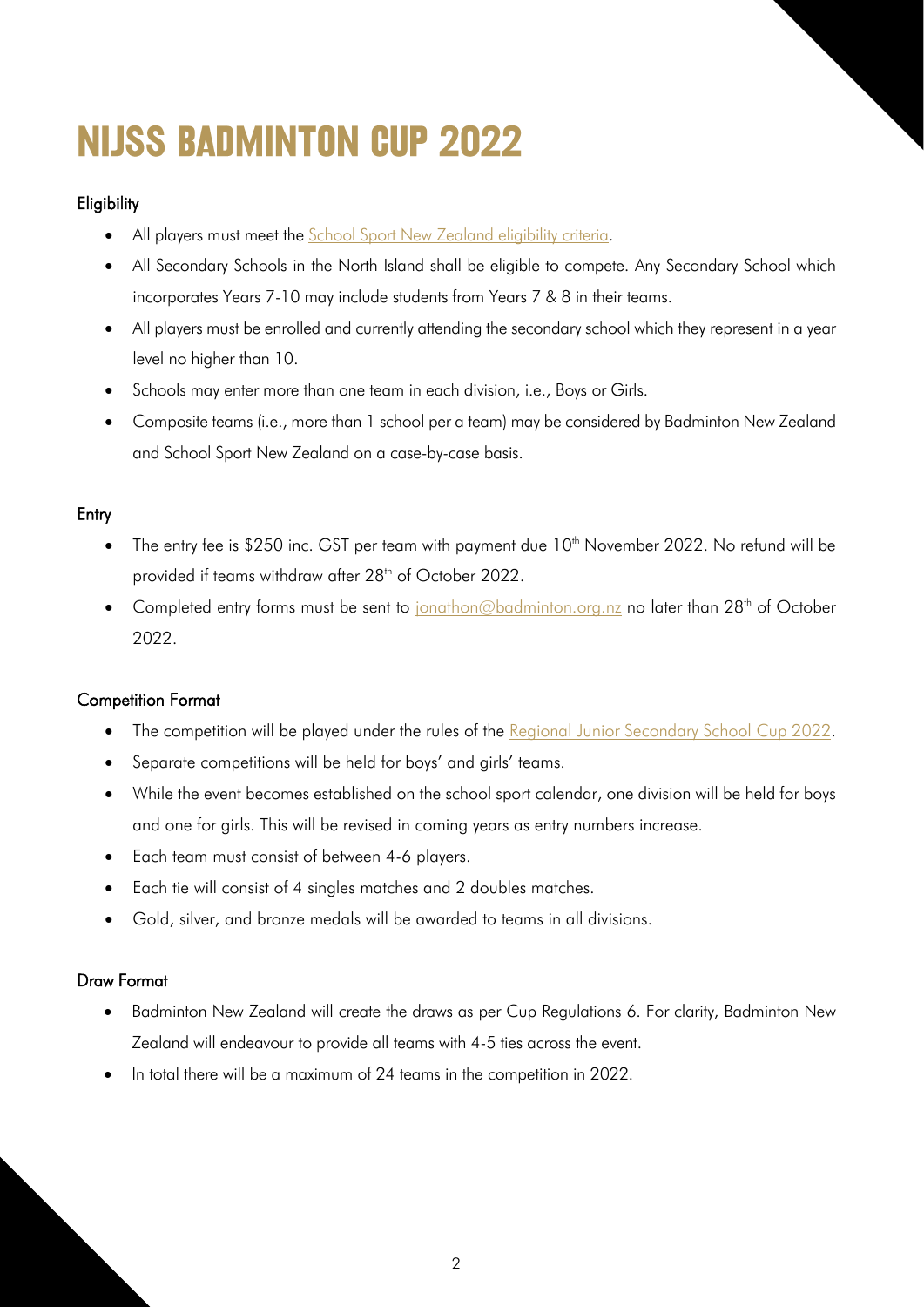# NIJSS BADMINTON CUP 2022

### Eligibility

- All players must meet the [School Sport New Zealand eligibility criteria](#).
- All Secondary Schools in the North Island shall be eligible to compete. Any Secondary School which incorporates Years 7-10 may include students from Years 7 & 8 in their teams.
- All players must be enrolled and currently attending the secondary school which they represent in a year level no higher than 10.
- Schools may enter more than one team in each division, i.e., Boys or Girls.
- Composite teams (i.e., more than 1 school per a team) may be considered by Badminton New Zealand and School Sport New Zealand on a case-by-case basis.

### Entry

- The entry fee is $250 inc. GST per team with payment due 10th November 2022. No refund will be provided if teams withdraw after 28th of October 2022.
- Completed entry forms must be sent to [jonathon@badminton.org.nz](mailto:jonathon@badminton.org.nz) no later than 28th of October 2022.

### Competition Format

- The competition will be played under the rules of the [Regional Junior Secondary School Cup 2022](#).
- Separate competitions will be held for boys' and girls' teams.
- While the event becomes established on the school sport calendar, one division will be held for boys and one for girls. This will be revised in coming years as entry numbers increase.
- Each team must consist of between 4-6 players.
- Each tie will consist of 4 singles matches and 2 doubles matches.
- Gold, silver, and bronze medals will be awarded to teams in all divisions.

### Draw Format

- Badminton New Zealand will create the draws as per Cup Regulations 6. For clarity, Badminton New Zealand will endeavour to provide all teams with 4-5 ties across the event.
- In total there will be a maximum of 24 teams in the competition in 2022.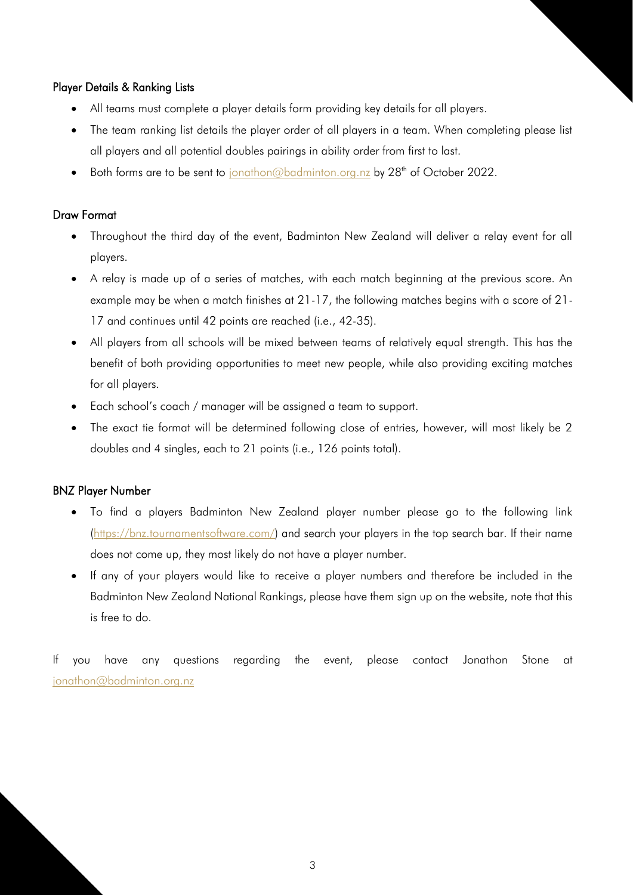### Player Details & Ranking Lists

- All teams must complete a player details form providing key details for all players.
- The team ranking list details the player order of all players in a team. When completing please list all players and all potential doubles pairings in ability order from first to last.
- Both forms are to be sent to jonathon@badminton.org.nz by 28th of October 2022.

### Draw Format

- Throughout the third day of the event, Badminton New Zealand will deliver a relay event for all players.
- A relay is made up of a series of matches, with each match beginning at the previous score. An example may be when a match finishes at 21-17, the following matches begins with a score of 21-17 and continues until 42 points are reached (i.e., 42-35).
- All players from all schools will be mixed between teams of relatively equal strength. This has the benefit of both providing opportunities to meet new people, while also providing exciting matches for all players.
- Each school's coach / manager will be assigned a team to support.
- The exact tie format will be determined following close of entries, however, will most likely be 2 doubles and 4 singles, each to 21 points (i.e., 126 points total).

### BNZ Player Number

- To find a players Badminton New Zealand player number please go to the following link (https://bnz.tournamentsoftware.com/) and search your players in the top search bar. If their name does not come up, they most likely do not have a player number.
- If any of your players would like to receive a player numbers and therefore be included in the Badminton New Zealand National Rankings, please have them sign up on the website, note that this is free to do.

If you have any questions regarding the event, please contact Jonathon Stone at jonathon@badminton.org.nz